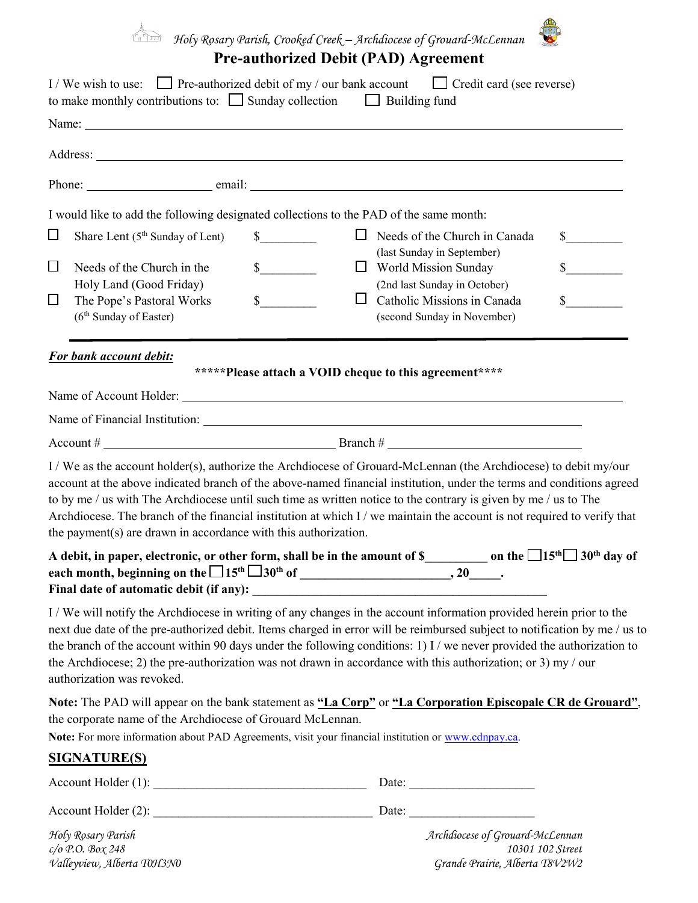*Holy Rosary Parish, Crooked Creek – Archdiocese of Grouard-McLennan*

# Pre-authorized Debit (PAD) Agreement

I / We wish to use: ☐ Pre-authorized debit of my / our bank account ☐ Credit card (see reverse)
to make monthly contributions to: ☐ Sunday collection ☐ Building fund

Name: ______________________________________________________________

Address: ____________________________________________________________

Phone: ____________________ email: ___________________________________

I would like to add the following designated collections to the PAD of the same month:

| | | | | | |
|---|---|---|---|---|---|
| ☐ | Share Lent (5th Sunday of Lent) | $_________ | ☐ | Needs of the Church in Canada (last Sunday in September) | $_________ |
| ☐ | Needs of the Church in the Holy Land (Good Friday) | $_________ | ☐ | World Mission Sunday (2nd last Sunday in October) | $_________ |
| ☐ | The Pope's Pastoral Works (6th Sunday of Easter) | $_________ | ☐ | Catholic Missions in Canada (second Sunday in November) | $_________ |

***For bank account debit:***

**\*\*\*\*\*Please attach a VOID cheque to this agreement\*\*\*\***

Name of Account Holder: ______________________________________________

Name of Financial Institution: _________________________________________

Account # ____________________________ Branch # ________________________

I / We as the account holder(s), authorize the Archdiocese of Grouard-McLennan (the Archdiocese) to debit my/our account at the above indicated branch of the above-named financial institution, under the terms and conditions agreed to by me / us with The Archdiocese until such time as written notice to the contrary is given by me / us to The Archdiocese. The branch of the financial institution at which I / we maintain the account is not required to verify that the payment(s) are drawn in accordance with this authorization.

**A debit, in paper, electronic, or other form, shall be in the amount of $__________ on the ☐15th ☐ 30th day of each month, beginning on the ☐15th ☐30th of ________________________, 20_____.**
**Final date of automatic debit (if any): _______________________________________________**

I / We will notify the Archdiocese in writing of any changes in the account information provided herein prior to the next due date of the pre-authorized debit. Items charged in error will be reimbursed subject to notification by me / us to the branch of the account within 90 days under the following conditions: 1) I / we never provided the authorization to the Archdiocese; 2) the pre-authorization was not drawn in accordance with this authorization; or 3) my / our authorization was revoked.

**Note:** The PAD will appear on the bank statement as **"La Corp"** or **"La Corporation Episcopale CR de Grouard"**, the corporate name of the Archdiocese of Grouard McLennan.

**Note:** For more information about PAD Agreements, visit your financial institution or www.cdnpay.ca.

## SIGNATURE(S)

Account Holder (1): ___________________________________ Date: ____________________

Account Holder (2): ___________________________________ Date: ____________________

*Holy Rosary Parish*
*c/o P.O. Box 248*
*Valleyview, Alberta T0H3N0*

*Archdiocese of Grouard-McLennan*
*10301 102 Street*
*Grande Prairie, Alberta T8V2W2*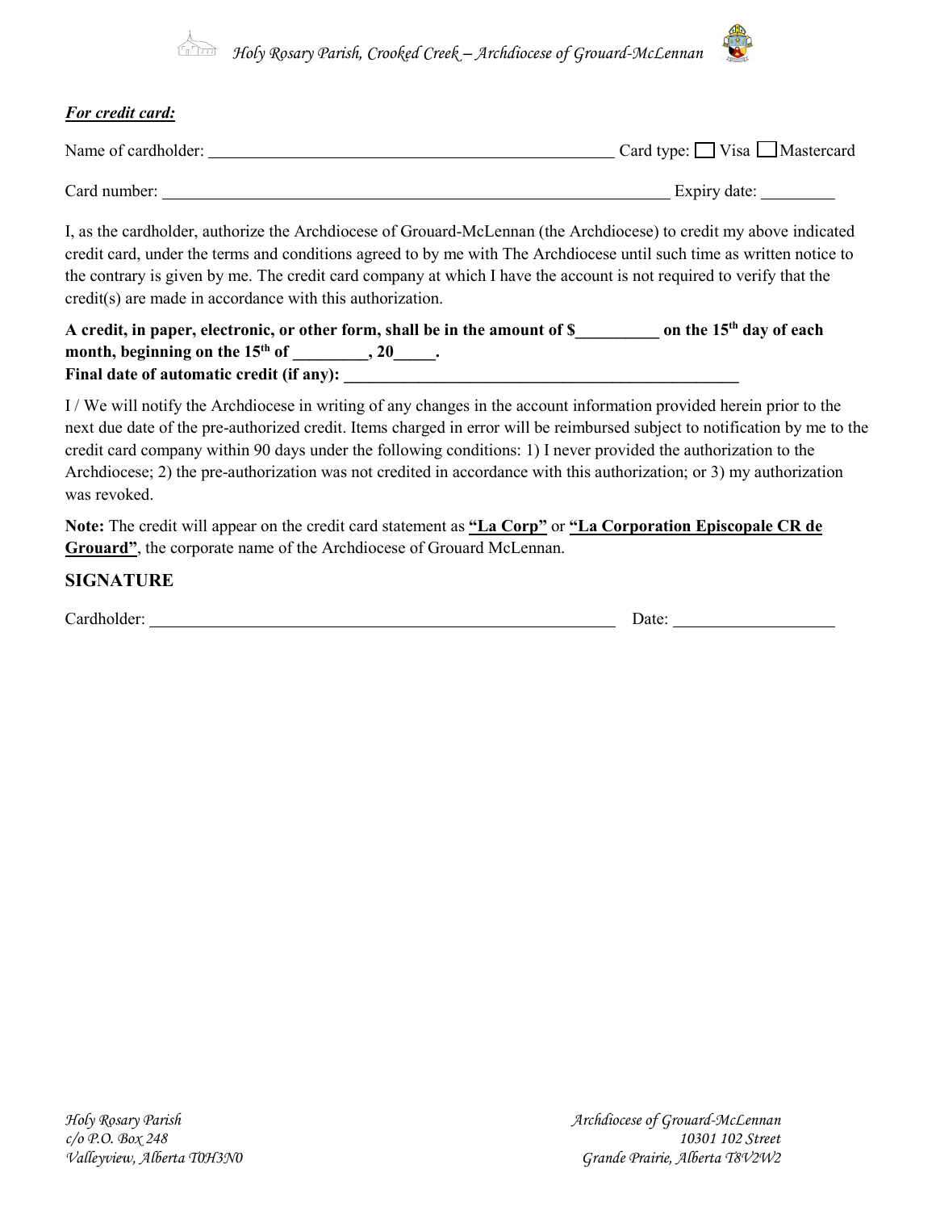***For credit card:***

Name of cardholder: ______________________________________________ Card type: ☐ Visa ☐ Mastercard

Card number: ___________________________________________________________ Expiry date: _________

I, as the cardholder, authorize the Archdiocese of Grouard-McLennan (the Archdiocese) to credit my above indicated credit card, under the terms and conditions agreed to by me with The Archdiocese until such time as written notice to the contrary is given by me. The credit card company at which I have the account is not required to verify that the credit(s) are made in accordance with this authorization.

**A credit, in paper, electronic, or other form, shall be in the amount of $__________ on the 15th day of each month, beginning on the 15th of _________, 20_____.**
**Final date of automatic credit (if any): _________________________________________________**

I / We will notify the Archdiocese in writing of any changes in the account information provided herein prior to the next due date of the pre-authorized credit. Items charged in error will be reimbursed subject to notification by me to the credit card company within 90 days under the following conditions: 1) I never provided the authorization to the Archdiocese; 2) the pre-authorization was not credited in accordance with this authorization; or 3) my authorization was revoked.

**Note:** The credit will appear on the credit card statement as **"La Corp"** or **"La Corporation Episcopale CR de Grouard"**, the corporate name of the Archdiocese of Grouard McLennan.

## SIGNATURE

Cardholder: ________________________________________________________ Date: ___________________

*Holy Rosary Parish*
*c/o P.O. Box 248*
*Valleyview, Alberta T0H3N0*

*Archdiocese of Grouard-McLennan*
*10301 102 Street*
*Grande Prairie, Alberta T8V2W2*